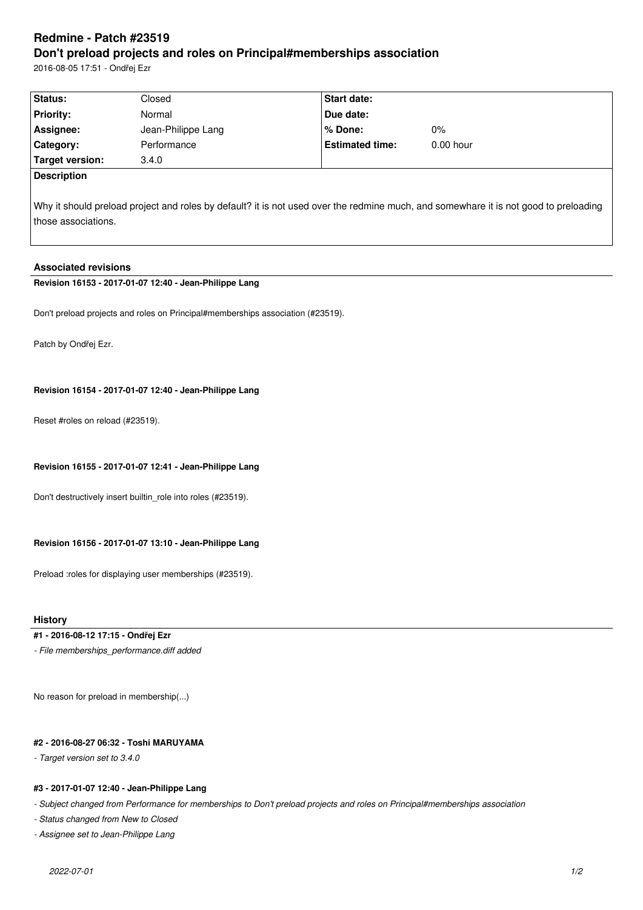# Redmine - Patch #23519

# Don't preload projects and roles on Principal#memberships association

2016-08-05 17:51 - Ondřej Ezr

| Status: | Closed | Start date: | |
|---|---|---|---|
| Priority: | Normal | Due date: | |
| Assignee: | Jean-Philippe Lang | % Done: | 0% |
| Category: | Performance | Estimated time: | 0.00 hour |
| Target version: | 3.4.0 | | |

**Description**

Why it should preload project and roles by default? it is not used over the redmine much, and somewhare it is not good to preloading those associations.

### Associated revisions

**Revision 16153 - 2017-01-07 12:40 - Jean-Philippe Lang**

Don't preload projects and roles on Principal#memberships association (#23519).

Patch by Ondřej Ezr.

**Revision 16154 - 2017-01-07 12:40 - Jean-Philippe Lang**

Reset #roles on reload (#23519).

**Revision 16155 - 2017-01-07 12:41 - Jean-Philippe Lang**

Don't destructively insert builtin_role into roles (#23519).

**Revision 16156 - 2017-01-07 13:10 - Jean-Philippe Lang**

Preload :roles for displaying user memberships (#23519).

### History

**#1 - 2016-08-12 17:15 - Ondřej Ezr**

*- File memberships_performance.diff added*

No reason for preload in membership(...)

**#2 - 2016-08-27 06:32 - Toshi MARUYAMA**

*- Target version set to 3.4.0*

**#3 - 2017-01-07 12:40 - Jean-Philippe Lang**

*- Subject changed from Performance for memberships to Don't preload projects and roles on Principal#memberships association*

*- Status changed from New to Closed*

*- Assignee set to Jean-Philippe Lang*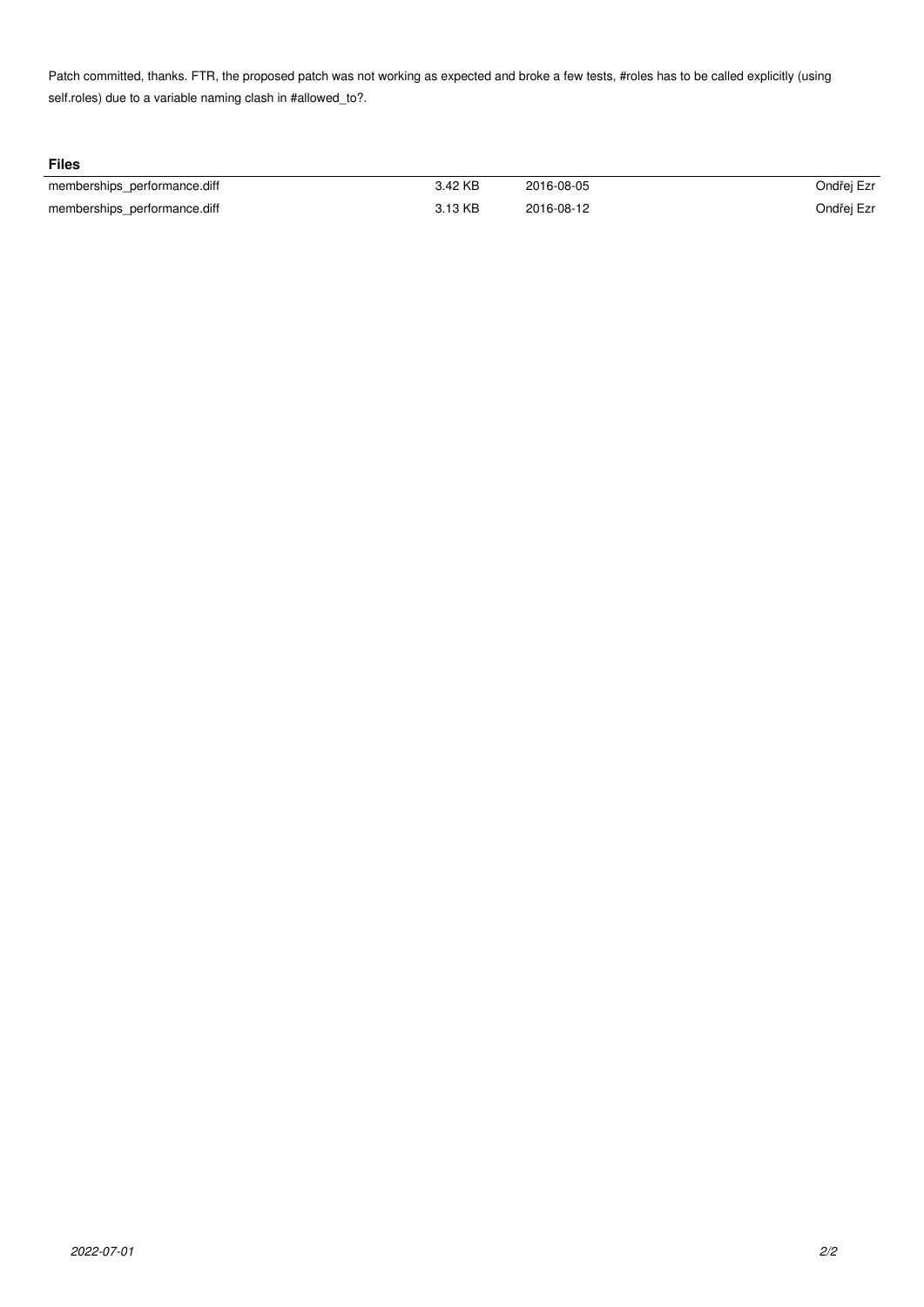Patch committed, thanks. FTR, the proposed patch was not working as expected and broke a few tests, #roles has to be called explicitly (using self.roles) due to a variable naming clash in #allowed_to?.

**Files**

| | | | |
|---|---|---|---|
| memberships_performance.diff | 3.42 KB | 2016-08-05 | Ondřej Ezr |
| memberships_performance.diff | 3.13 KB | 2016-08-12 | Ondřej Ezr |